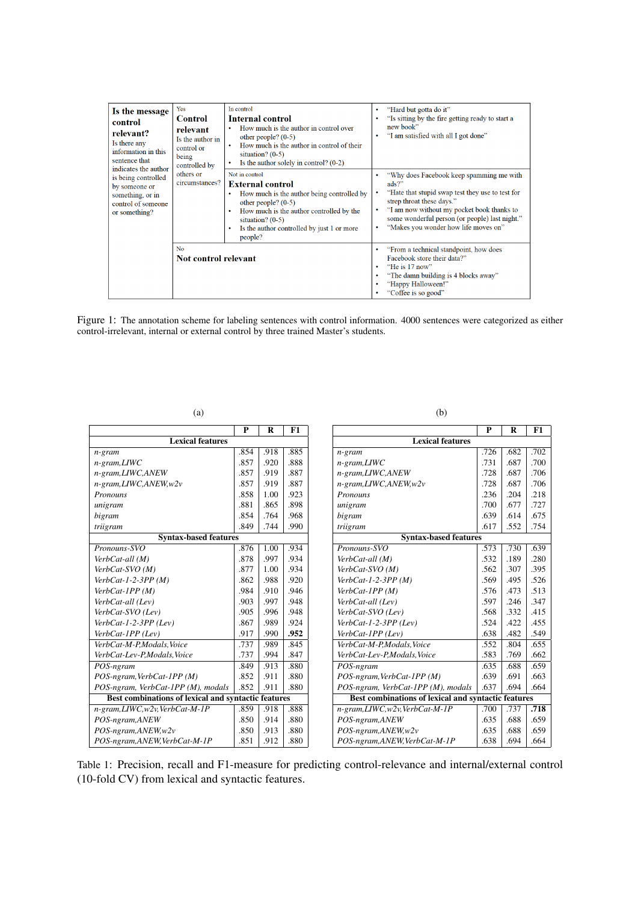| Is the message control relevant? Is there any information in this sentence that indicates the author is being controlled by someone or something, or in control of someone or something? | Yes **Control relevant** Is the author in control or being controlled by others or circumstances? | In control **Internal control** • How much is the author in control over other people? (0-5) • How much is the author in control of their situation? (0-5) • Is the author solely in control? (0-2) | • "Hard but gotta do it" • "Is sitting by the fire getting ready to start a new book" • "I am satisfied with all I got done" |
|---|---|---|---|
| | | Not in control **External control** • How much is the author being controlled by other people? (0-5) • How much is the author controlled by the situation? (0-5) • Is the author controlled by just 1 or more people? | • "Why does Facebook keep spamming me with ads?" • "Hate that stupid swap test they use to test for strep throat these days." • "I am now without my pocket book thanks to some wonderful person (or people) last night." • "Makes you wonder how life moves on" |
| | No **Not control relevant** | | • "From a technical standpoint, how does Facebook store their data?" • "He is 17 now" • "The damn building is 4 blocks away" • "Happy Halloween!" • "Coffee is so good" |

Figure 1: The annotation scheme for labeling sentences with control information. 4000 sentences were categorized as either control-irrelevant, internal or external control by three trained Master's students.

(a)

| | P | R | F1 |
|---|---|---|---|
| **Lexical features** | | | |
| *n-gram* | .854 | .918 | .885 |
| *n-gram,LIWC* | .857 | .920 | .888 |
| *n-gram,LIWC,ANEW* | .857 | .919 | .887 |
| *n-gram,LIWC,ANEW,w2v* | .857 | .919 | .887 |
| *Pronouns* | .858 | 1.00 | .923 |
| *unigram* | .881 | .865 | .898 |
| *bigram* | .854 | .764 | .968 |
| *triigram* | .849 | .744 | .990 |
| **Syntax-based features** | | | |
| *Pronouns-SVO* | .876 | 1.00 | .934 |
| *VerbCat-all (M)* | .878 | .997 | .934 |
| *VerbCat-SVO (M)* | .877 | 1.00 | .934 |
| *VerbCat-1-2-3PP (M)* | .862 | .988 | .920 |
| *VerbCat-1PP (M)* | .984 | .910 | .946 |
| *VerbCat-all (Lev)* | .903 | .997 | .948 |
| *VerbCat-SVO (Lev)* | .905 | .996 | .948 |
| *VerbCat-1-2-3PP (Lev)* | .867 | .989 | .924 |
| *VerbCat-1PP (Lev)* | .917 | .990 | **.952** |
| *VerbCat-M-P,Modals,Voice* | .737 | .989 | .845 |
| *VerbCat-Lev-P,Modals,Voice* | .737 | .994 | .847 |
| *POS-ngram* | .849 | .913 | .880 |
| *POS-ngram,VerbCat-1PP (M)* | .852 | .911 | .880 |
| *POS-ngram, VerbCat-1PP (M), modals* | .852 | .911 | .880 |
| **Best combinations of lexical and syntactic features** | | | |
| *n-gram,LIWC,w2v,VerbCat-M-1P* | .859 | .918 | .888 |
| *POS-ngram,ANEW* | .850 | .914 | .880 |
| *POS-ngram,ANEW,w2v* | .850 | .913 | .880 |
| *POS-ngram,ANEW,VerbCat-M-1P* | .851 | .912 | .880 |

(b)

| | P | R | F1 |
|---|---|---|---|
| **Lexical features** | | | |
| *n-gram* | .726 | .682 | .702 |
| *n-gram,LIWC* | .731 | .687 | .700 |
| *n-gram,LIWC,ANEW* | .728 | .687 | .706 |
| *n-gram,LIWC,ANEW,w2v* | .728 | .687 | .706 |
| *Pronouns* | .236 | .204 | .218 |
| *unigram* | .700 | .677 | .727 |
| *bigram* | .639 | .614 | .675 |
| *triigram* | .617 | .552 | .754 |
| **Syntax-based features** | | | |
| *Pronouns-SVO* | .573 | .730 | .639 |
| *VerbCat-all (M)* | .532 | .189 | .280 |
| *VerbCat-SVO (M)* | .562 | .307 | .395 |
| *VerbCat-1-2-3PP (M)* | .569 | .495 | .526 |
| *VerbCat-1PP (M)* | .576 | .473 | .513 |
| *VerbCat-all (Lev)* | .597 | .246 | .347 |
| *VerbCat-SVO (Lev)* | .568 | .332 | .415 |
| *VerbCat-1-2-3PP (Lev)* | .524 | .422 | .455 |
| *VerbCat-1PP (Lev)* | .638 | .482 | .549 |
| *VerbCat-M-P,Modals,Voice* | .552 | .804 | .655 |
| *VerbCat-Lev-P,Modals,Voice* | .583 | .769 | .662 |
| *POS-ngram* | .635 | .688 | .659 |
| *POS-ngram,VerbCat-1PP (M)* | .639 | .691 | .663 |
| *POS-ngram, VerbCat-1PP (M), modals* | .637 | .694 | .664 |
| **Best combinations of lexical and syntactic features** | | | |
| *n-gram,LIWC,w2v,VerbCat-M-1P* | .700 | .737 | **.718** |
| *POS-ngram,ANEW* | .635 | .688 | .659 |
| *POS-ngram,ANEW,w2v* | .635 | .688 | .659 |
| *POS-ngram,ANEW,VerbCat-M-1P* | .638 | .694 | .664 |

Table 1: Precision, recall and F1-measure for predicting control-relevance and internal/external control (10-fold CV) from lexical and syntactic features.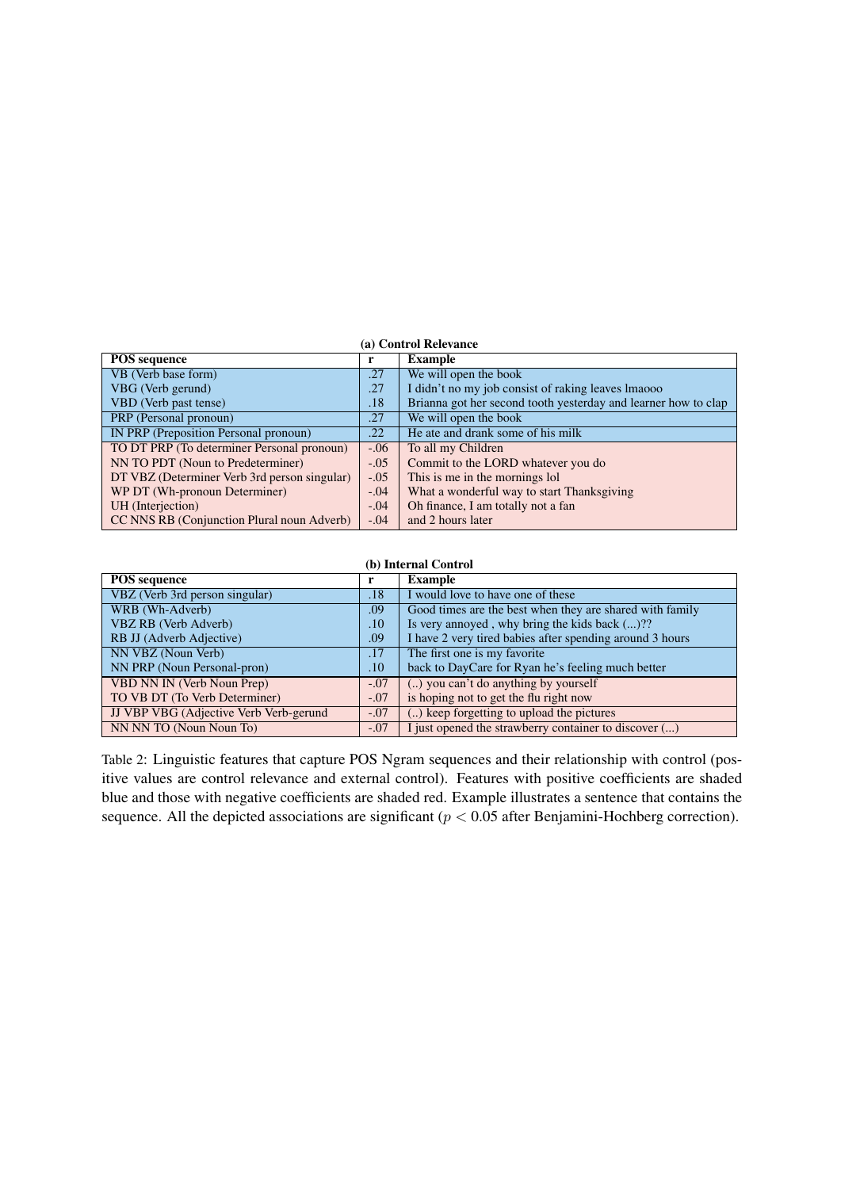**(a) Control Relevance**

| POS sequence | r | Example |
|---|---|---|
| VB (Verb base form) | .27 | We will open the book |
| VBG (Verb gerund) | .27 | I didn't no my job consist of raking leaves lmaooo |
| VBD (Verb past tense) | .18 | Brianna got her second tooth yesterday and learner how to clap |
| PRP (Personal pronoun) | .27 | We will open the book |
| IN PRP (Preposition Personal pronoun) | .22 | He ate and drank some of his milk |
| TO DT PRP (To determiner Personal pronoun) | -.06 | To all my Children |
| NN TO PDT (Noun to Predeterminer) | -.05 | Commit to the LORD whatever you do |
| DT VBZ (Determiner Verb 3rd person singular) | -.05 | This is me in the mornings lol |
| WP DT (Wh-pronoun Determiner) | -.04 | What a wonderful way to start Thanksgiving |
| UH (Interjection) | -.04 | Oh finance, I am totally not a fan |
| CC NNS RB (Conjunction Plural noun Adverb) | -.04 | and 2 hours later |

**(b) Internal Control**

| POS sequence | r | Example |
|---|---|---|
| VBZ (Verb 3rd person singular) | .18 | I would love to have one of these |
| WRB (Wh-Adverb) | .09 | Good times are the best when they are shared with family |
| VBZ RB (Verb Adverb) | .10 | Is very annoyed , why bring the kids back (...)?? |
| RB JJ (Adverb Adjective) | .09 | I have 2 very tired babies after spending around 3 hours |
| NN VBZ (Noun Verb) | .17 | The first one is my favorite |
| NN PRP (Noun Personal-pron) | .10 | back to DayCare for Ryan he's feeling much better |
| VBD NN IN (Verb Noun Prep) | -.07 | (..) you can't do anything by yourself |
| TO VB DT (To Verb Determiner) | -.07 | is hoping not to get the flu right now |
| JJ VBP VBG (Adjective Verb Verb-gerund | -.07 | (..) keep forgetting to upload the pictures |
| NN NN TO (Noun Noun To) | -.07 | I just opened the strawberry container to discover (...) |

Table 2: Linguistic features that capture POS Ngram sequences and their relationship with control (positive values are control relevance and external control). Features with positive coefficients are shaded blue and those with negative coefficients are shaded red. Example illustrates a sentence that contains the sequence. All the depicted associations are significant ($p < 0.05$ after Benjamini-Hochberg correction).